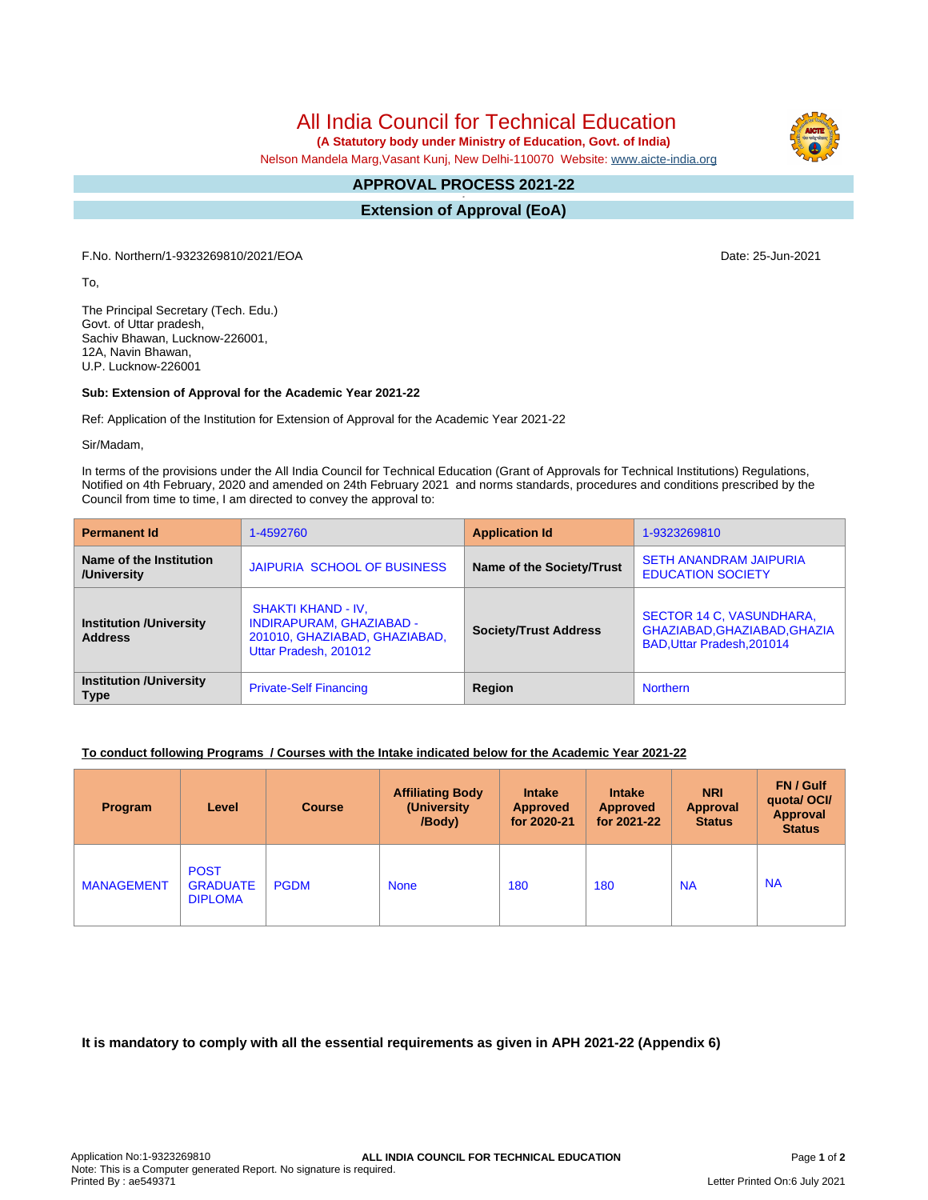# All India Council for Technical Education

**(A Statutory body under Ministry of Education, Govt. of India)**

Nelson Mandela Marg,Vasant Kunj, New Delhi-110070 Website: www.aicte-india.org

## APPROVAL PROCESS 2021-22

## Extension of Approval (EoA)

F.No. Northern/1-9323269810/2021/EOA

Date: 25-Jun-2021

To,

The Principal Secretary (Tech. Edu.)
Govt. of Uttar pradesh,
Sachiv Bhawan, Lucknow-226001,
12A, Navin Bhawan,
U.P. Lucknow-226001

**Sub: Extension of Approval for the Academic Year 2021-22**

Ref: Application of the Institution for Extension of Approval for the Academic Year 2021-22

Sir/Madam,

In terms of the provisions under the All India Council for Technical Education (Grant of Approvals for Technical Institutions) Regulations, Notified on 4th February, 2020 and amended on 24th February 2021 and norms standards, procedures and conditions prescribed by the Council from time to time, I am directed to convey the approval to:

| **Permanent Id** | 1-4592760 | **Application Id** | 1-9323269810 |
|---|---|---|---|
| **Name of the Institution /University** | JAIPURIA SCHOOL OF BUSINESS | **Name of the Society/Trust** | SETH ANANDRAM JAIPURIA EDUCATION SOCIETY |
| **Institution /University Address** | SHAKTI KHAND - IV, INDIRAPURAM, GHAZIABAD - 201010, GHAZIABAD, GHAZIABAD, Uttar Pradesh, 201012 | **Society/Trust Address** | SECTOR 14 C, VASUNDHARA, GHAZIABAD,GHAZIABAD,GHAZIABAD,Uttar Pradesh,201014 |
| **Institution /University Type** | Private-Self Financing | **Region** | Northern |

**To conduct following Programs / Courses with the Intake indicated below for the Academic Year 2021-22**

| Program | Level | Course | Affiliating Body (University /Body) | Intake Approved for 2020-21 | Intake Approved for 2021-22 | NRI Approval Status | FN / Gulf quota/ OCI/ Approval Status |
|---|---|---|---|---|---|---|---|
| MANAGEMENT | POST GRADUATE DIPLOMA | PGDM | None | 180 | 180 | NA | NA |

**It is mandatory to comply with all the essential requirements as given in APH 2021-22 (Appendix 6)**

Application No:1-9323269810
Note: This is a Computer generated Report. No signature is required.
Printed By : ae549371

Letter Printed On:6 July 2021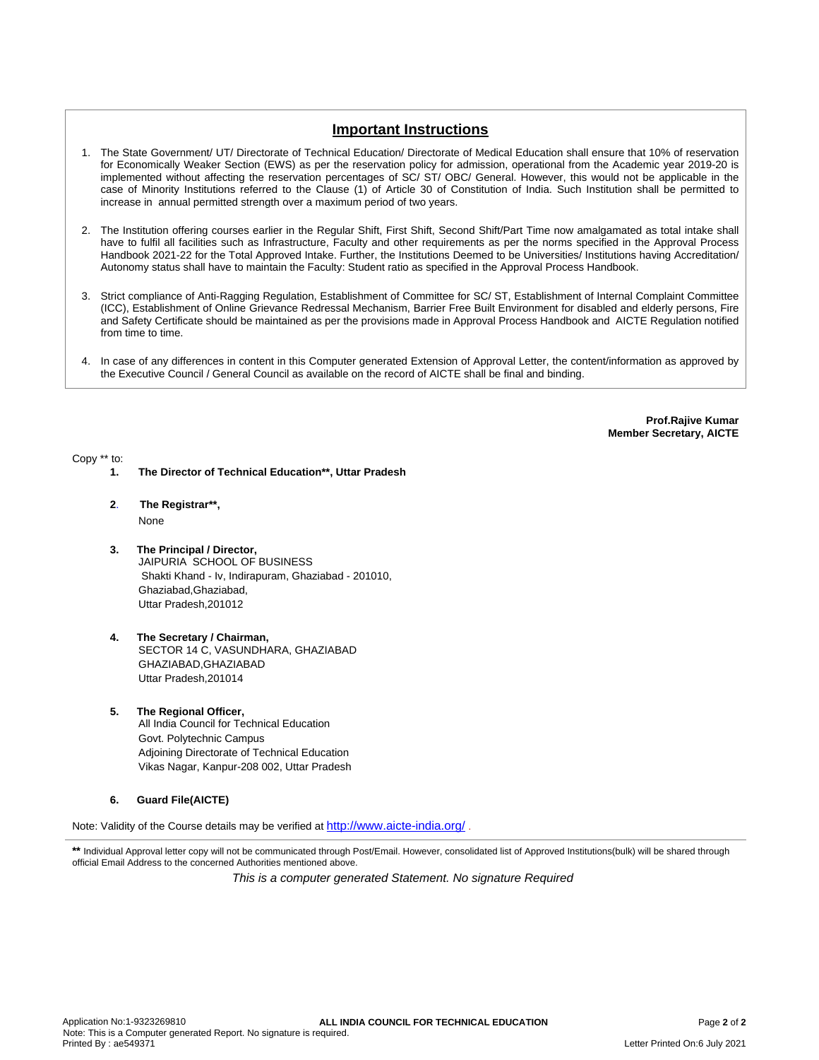## Important Instructions

1. The State Government/ UT/ Directorate of Technical Education/ Directorate of Medical Education shall ensure that 10% of reservation for Economically Weaker Section (EWS) as per the reservation policy for admission, operational from the Academic year 2019-20 is implemented without affecting the reservation percentages of SC/ ST/ OBC/ General. However, this would not be applicable in the case of Minority Institutions referred to the Clause (1) of Article 30 of Constitution of India. Such Institution shall be permitted to increase in annual permitted strength over a maximum period of two years.

2. The Institution offering courses earlier in the Regular Shift, First Shift, Second Shift/Part Time now amalgamated as total intake shall have to fulfil all facilities such as Infrastructure, Faculty and other requirements as per the norms specified in the Approval Process Handbook 2021-22 for the Total Approved Intake. Further, the Institutions Deemed to be Universities/ Institutions having Accreditation/ Autonomy status shall have to maintain the Faculty: Student ratio as specified in the Approval Process Handbook.

3. Strict compliance of Anti-Ragging Regulation, Establishment of Committee for SC/ ST, Establishment of Internal Complaint Committee (ICC), Establishment of Online Grievance Redressal Mechanism, Barrier Free Built Environment for disabled and elderly persons, Fire and Safety Certificate should be maintained as per the provisions made in Approval Process Handbook and AICTE Regulation notified from time to time.

4. In case of any differences in content in this Computer generated Extension of Approval Letter, the content/information as approved by the Executive Council / General Council as available on the record of AICTE shall be final and binding.

**Prof.Rajive Kumar**
**Member Secretary, AICTE**

Copy ** to:

1. **The Director of Technical Education**, Uttar Pradesh**

2. **The Registrar****,
   None

3. **The Principal / Director,**
   JAIPURIA SCHOOL OF BUSINESS
   Shakti Khand - Iv, Indirapuram, Ghaziabad - 201010,
   Ghaziabad,Ghaziabad,
   Uttar Pradesh,201012

4. **The Secretary / Chairman,**
   SECTOR 14 C, VASUNDHARA, GHAZIABAD
   GHAZIABAD,GHAZIABAD
   Uttar Pradesh,201014

5. **The Regional Officer,**
   All India Council for Technical Education
   Govt. Polytechnic Campus
   Adjoining Directorate of Technical Education
   Vikas Nagar, Kanpur-208 002, Uttar Pradesh

6. **Guard File(AICTE)**

Note: Validity of the Course details may be verified at http://www.aicte-india.org/ .

**\*\*** Individual Approval letter copy will not be communicated through Post/Email. However, consolidated list of Approved Institutions(bulk) will be shared through official Email Address to the concerned Authorities mentioned above.

*This is a computer generated Statement. No signature Required*

Application No:1-9323269810
**ALL INDIA COUNCIL FOR TECHNICAL EDUCATION**
Note: This is a Computer generated Report. No signature is required.
Printed By : ae549371
Letter Printed On:6 July 2021